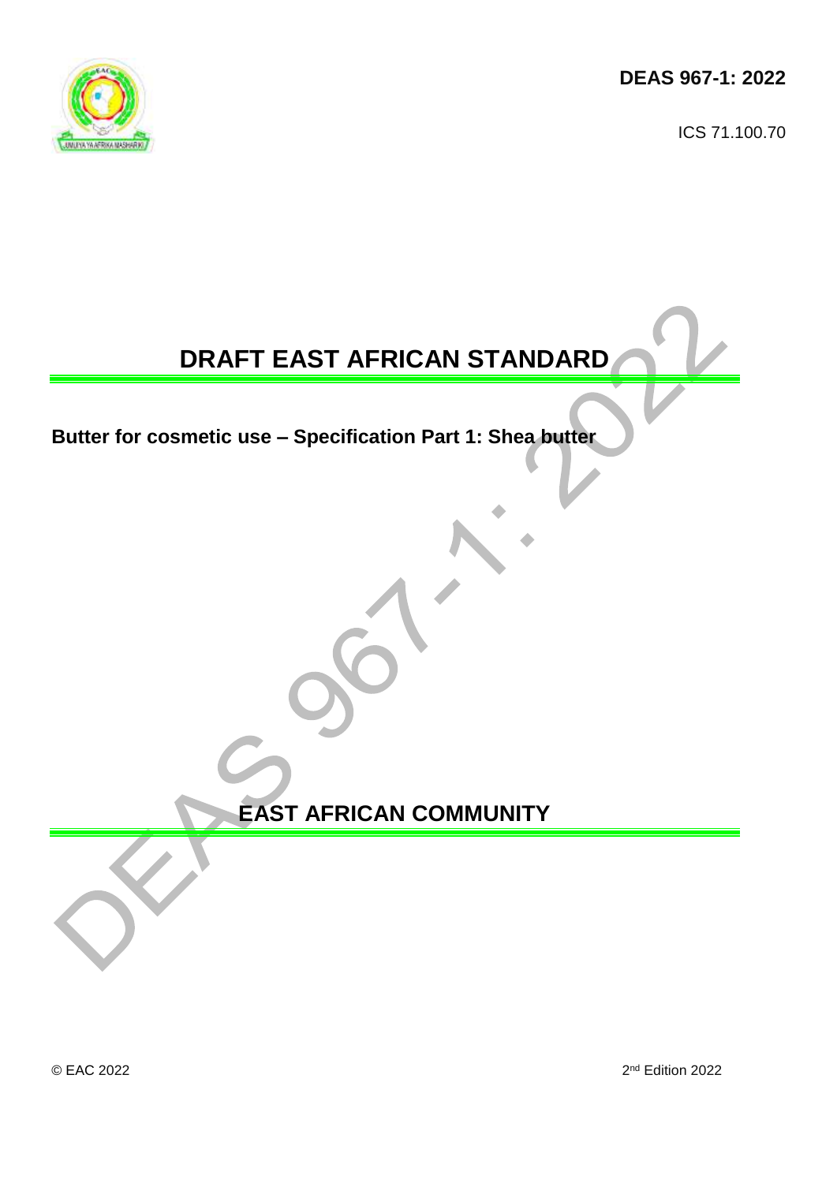**DEAS 967-1: 2022**

ICS 71.100.70

# DRAFT EAST AFRICAN STANDARD

**Butter for cosmetic use – Specification Part 1: Shea butter**

## EAST AFRICAN COMMUNITY

© EAC 2022

2nd Edition 2022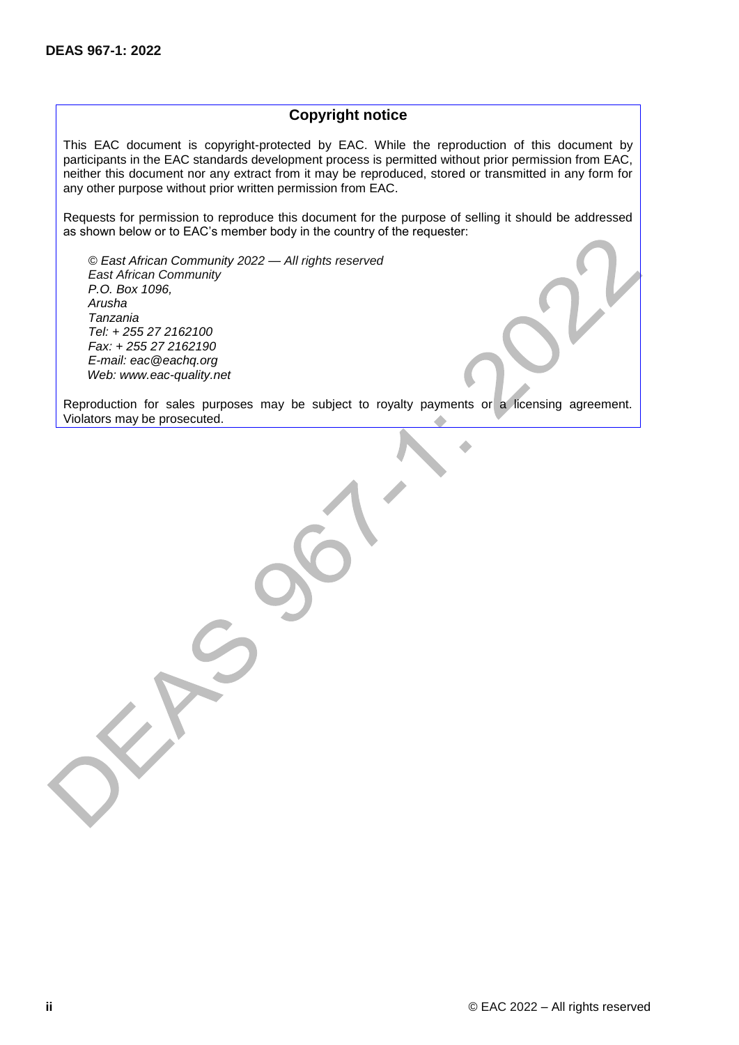## Copyright notice

This EAC document is copyright-protected by EAC. While the reproduction of this document by participants in the EAC standards development process is permitted without prior permission from EAC, neither this document nor any extract from it may be reproduced, stored or transmitted in any form for any other purpose without prior written permission from EAC.

Requests for permission to reproduce this document for the purpose of selling it should be addressed as shown below or to EAC's member body in the country of the requester:

*© East African Community 2022 — All rights reserved*
*East African Community*
*P.O. Box 1096,*
*Arusha*
*Tanzania*
*Tel: + 255 27 2162100*
*Fax: + 255 27 2162190*
*E-mail: eac@eachq.org*
*Web: www.eac-quality.net*

Reproduction for sales purposes may be subject to royalty payments or a licensing agreement. Violators may be prosecuted.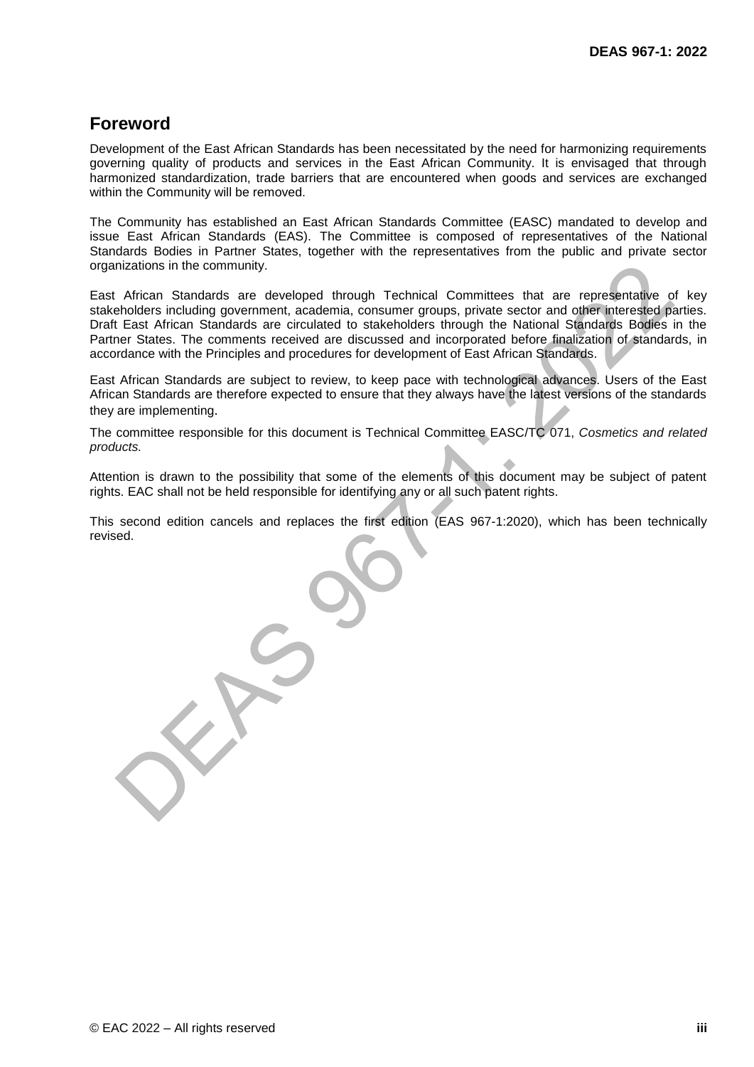# Foreword

Development of the East African Standards has been necessitated by the need for harmonizing requirements governing quality of products and services in the East African Community. It is envisaged that through harmonized standardization, trade barriers that are encountered when goods and services are exchanged within the Community will be removed.

The Community has established an East African Standards Committee (EASC) mandated to develop and issue East African Standards (EAS). The Committee is composed of representatives of the National Standards Bodies in Partner States, together with the representatives from the public and private sector organizations in the community.

East African Standards are developed through Technical Committees that are representative of key stakeholders including government, academia, consumer groups, private sector and other interested parties. Draft East African Standards are circulated to stakeholders through the National Standards Bodies in the Partner States. The comments received are discussed and incorporated before finalization of standards, in accordance with the Principles and procedures for development of East African Standards.

East African Standards are subject to review, to keep pace with technological advances. Users of the East African Standards are therefore expected to ensure that they always have the latest versions of the standards they are implementing.

The committee responsible for this document is Technical Committee EASC/TC 071, *Cosmetics and related products.*

Attention is drawn to the possibility that some of the elements of this document may be subject of patent rights. EAC shall not be held responsible for identifying any or all such patent rights.

This second edition cancels and replaces the first edition (EAS 967-1:2020), which has been technically revised.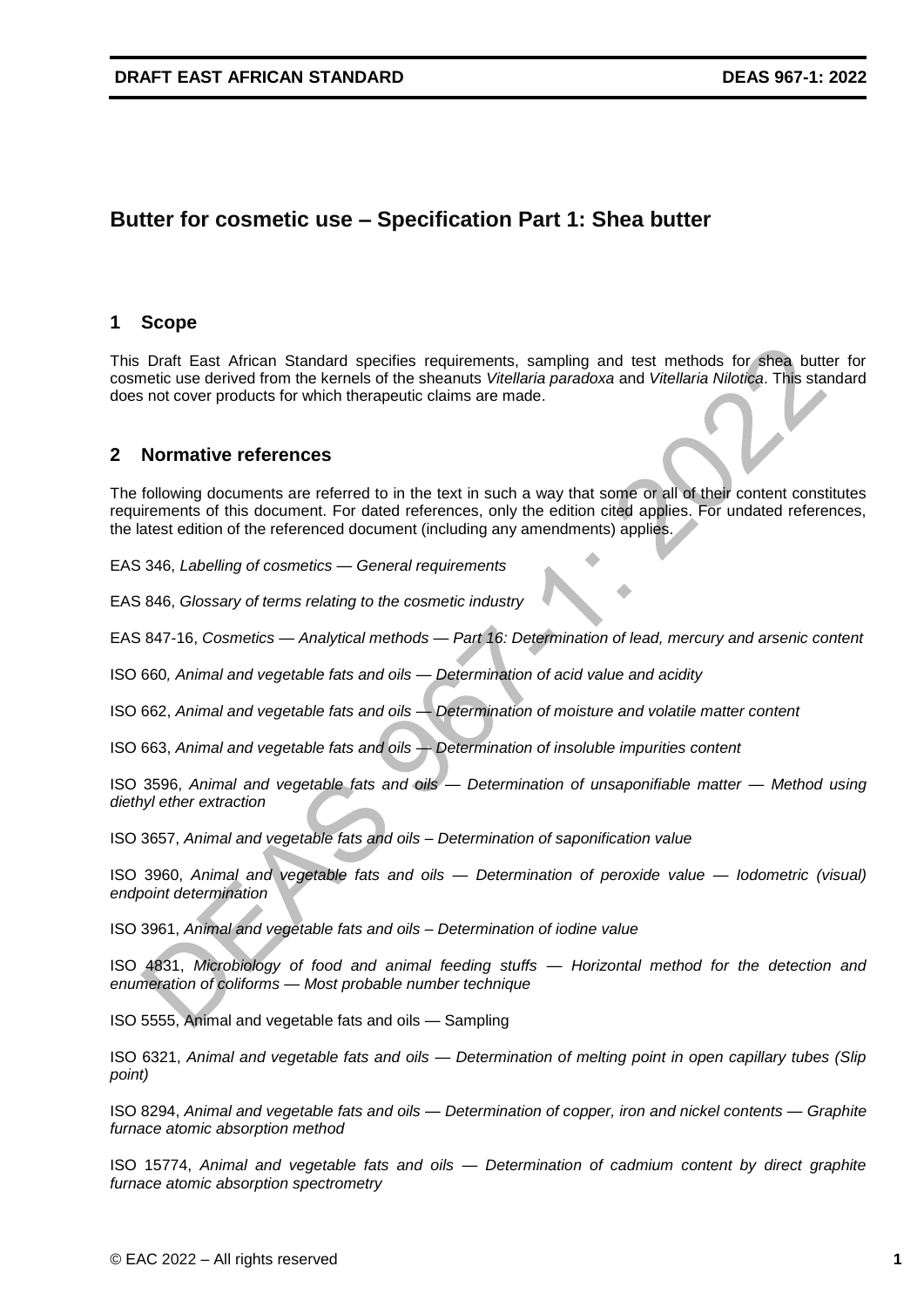# Butter for cosmetic use – Specification Part 1: Shea butter

## 1 Scope

This Draft East African Standard specifies requirements, sampling and test methods for shea butter for cosmetic use derived from the kernels of the sheanuts *Vitellaria paradoxa* and *Vitellaria Nilotica*. This standard does not cover products for which therapeutic claims are made.

## 2 Normative references

The following documents are referred to in the text in such a way that some or all of their content constitutes requirements of this document. For dated references, only the edition cited applies. For undated references, the latest edition of the referenced document (including any amendments) applies.

EAS 346, *Labelling of cosmetics — General requirements*

EAS 846, *Glossary of terms relating to the cosmetic industry*

EAS 847-16, *Cosmetics — Analytical methods — Part 16: Determination of lead, mercury and arsenic content*

ISO 660*, Animal and vegetable fats and oils — Determination of acid value and acidity*

ISO 662, *Animal and vegetable fats and oils — Determination of moisture and volatile matter content*

ISO 663, *Animal and vegetable fats and oils — Determination of insoluble impurities content*

ISO 3596, *Animal and vegetable fats and oils — Determination of unsaponifiable matter — Method using diethyl ether extraction*

ISO 3657, *Animal and vegetable fats and oils – Determination of saponification value*

ISO 3960, *Animal and vegetable fats and oils — Determination of peroxide value — Iodometric (visual) endpoint determination*

ISO 3961, *Animal and vegetable fats and oils – Determination of iodine value*

ISO 4831, *Microbiology of food and animal feeding stuffs — Horizontal method for the detection and enumeration of coliforms — Most probable number technique*

ISO 5555, Animal and vegetable fats and oils — Sampling

ISO 6321, *Animal and vegetable fats and oils — Determination of melting point in open capillary tubes (Slip point)*

ISO 8294, *Animal and vegetable fats and oils — Determination of copper, iron and nickel contents — Graphite furnace atomic absorption method*

ISO 15774, *Animal and vegetable fats and oils — Determination of cadmium content by direct graphite furnace atomic absorption spectrometry*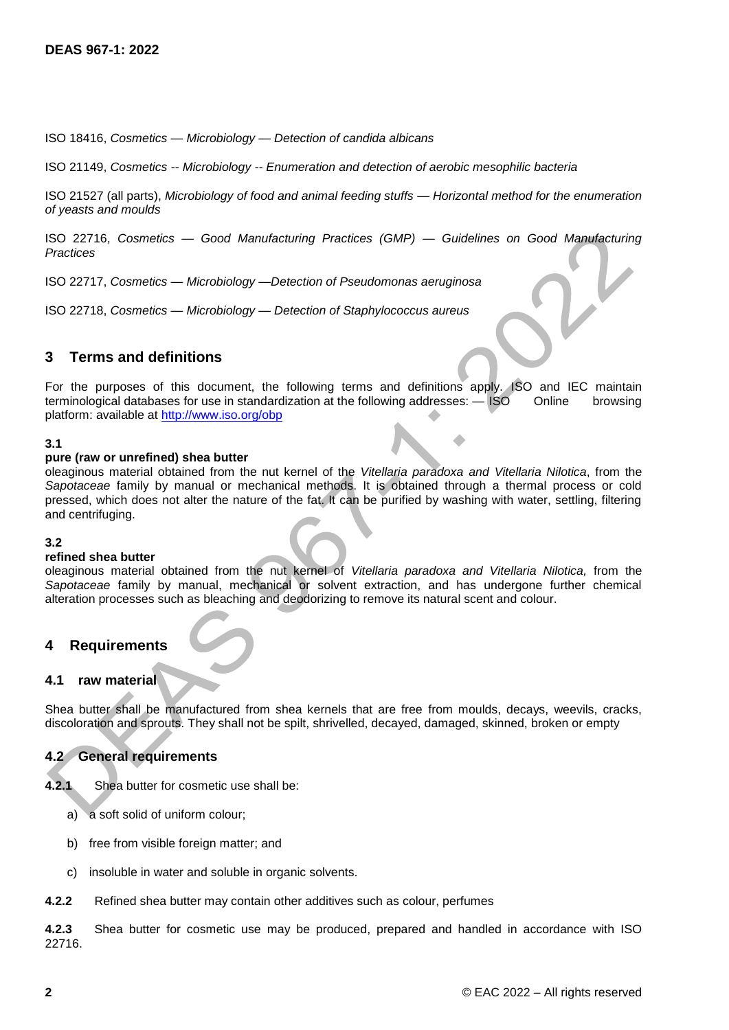ISO 18416, *Cosmetics — Microbiology — Detection of candida albicans*

ISO 21149, *Cosmetics -- Microbiology -- Enumeration and detection of aerobic mesophilic bacteria*

ISO 21527 (all parts), *Microbiology of food and animal feeding stuffs — Horizontal method for the enumeration of yeasts and moulds*

ISO 22716, *Cosmetics — Good Manufacturing Practices (GMP) — Guidelines on Good Manufacturing Practices*

ISO 22717, *Cosmetics — Microbiology —Detection of Pseudomonas aeruginosa*

ISO 22718, *Cosmetics — Microbiology — Detection of Staphylococcus aureus*

## 3 Terms and definitions

For the purposes of this document, the following terms and definitions apply. ISO and IEC maintain terminological databases for use in standardization at the following addresses: — ISO Online browsing platform: available at http://www.iso.org/obp

**3.1**

**pure (raw or unrefined) shea butter**

oleaginous material obtained from the nut kernel of the *Vitellaria paradoxa and Vitellaria Nilotica*, from the *Sapotaceae* family by manual or mechanical methods. It is obtained through a thermal process or cold pressed, which does not alter the nature of the fat. It can be purified by washing with water, settling, filtering and centrifuging.

**3.2**

**refined shea butter**

oleaginous material obtained from the nut kernel of *Vitellaria paradoxa and Vitellaria Nilotica,* from the *Sapotaceae* family by manual, mechanical or solvent extraction, and has undergone further chemical alteration processes such as bleaching and deodorizing to remove its natural scent and colour.

## 4 Requirements

### 4.1 raw material

Shea butter shall be manufactured from shea kernels that are free from moulds, decays, weevils, cracks, discoloration and sprouts. They shall not be spilt, shrivelled, decayed, damaged, skinned, broken or empty

### 4.2 General requirements

**4.2.1** Shea butter for cosmetic use shall be:

a) a soft solid of uniform colour;

b) free from visible foreign matter; and

c) insoluble in water and soluble in organic solvents.

**4.2.2** Refined shea butter may contain other additives such as colour, perfumes

**4.2.3** Shea butter for cosmetic use may be produced, prepared and handled in accordance with ISO 22716.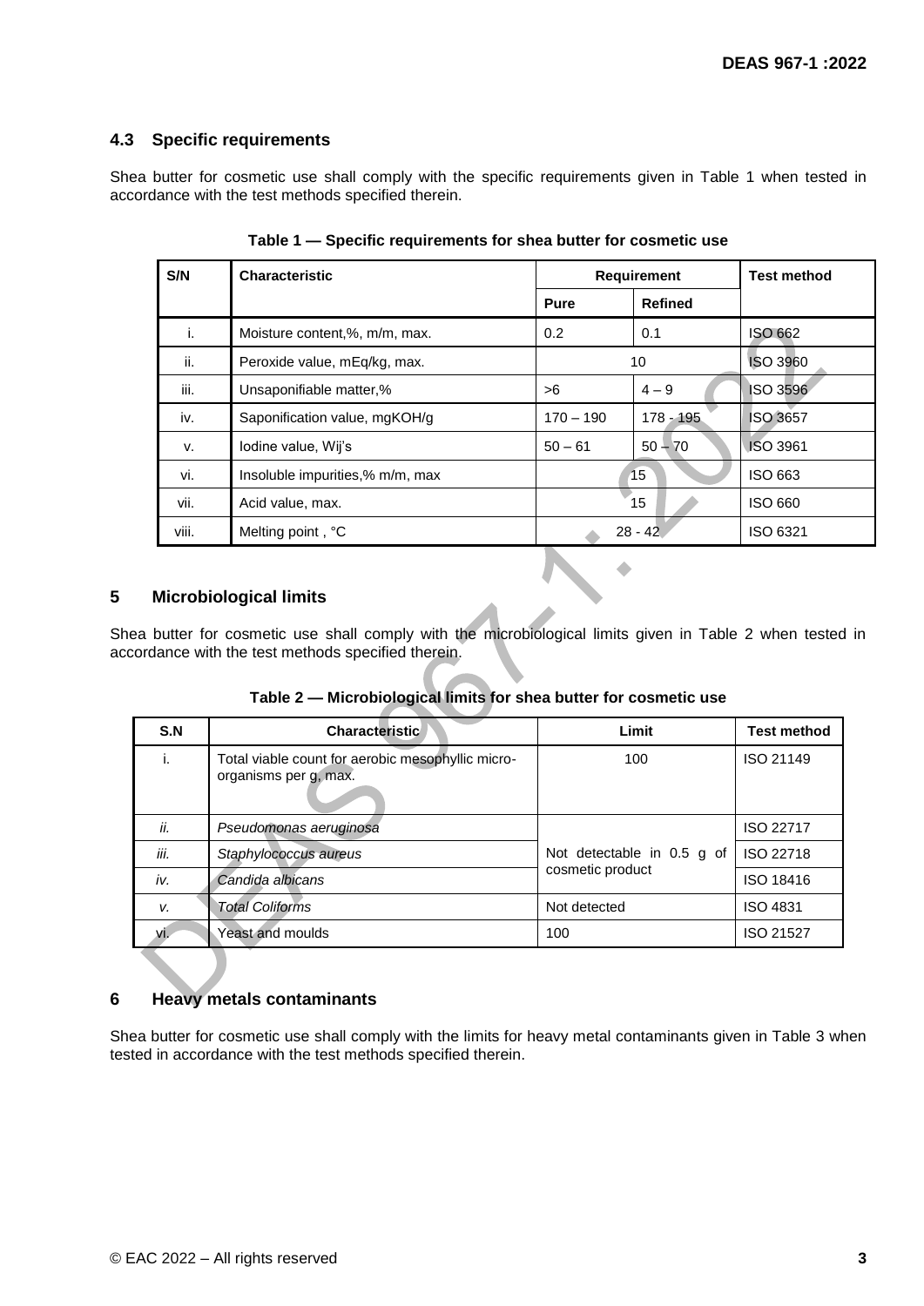### 4.3 Specific requirements

Shea butter for cosmetic use shall comply with the specific requirements given in Table 1 when tested in accordance with the test methods specified therein.

**Table 1 — Specific requirements for shea butter for cosmetic use**

| S/N | Characteristic | Requirement | | Test method |
|---|---|---|---|---|
| | | Pure | Refined | |
| i. | Moisture content,%, m/m, max. | 0.2 | 0.1 | ISO 662 |
| ii. | Peroxide value, mEq/kg, max. | 10 | | ISO 3960 |
| iii. | Unsaponifiable matter,% | >6 | 4 – 9 | ISO 3596 |
| iv. | Saponification value, mgKOH/g | 170 – 190 | 178 - 195 | ISO 3657 |
| v. | Iodine value, Wij's | 50 – 61 | 50 – 70 | ISO 3961 |
| vi. | Insoluble impurities,% m/m, max | 15 | | ISO 663 |
| vii. | Acid value, max. | 15 | | ISO 660 |
| viii. | Melting point , °C | 28 - 42 | | ISO 6321 |

## 5 Microbiological limits

Shea butter for cosmetic use shall comply with the microbiological limits given in Table 2 when tested in accordance with the test methods specified therein.

**Table 2 — Microbiological limits for shea butter for cosmetic use**

| S.N | Characteristic | Limit | Test method |
|---|---|---|---|
| i. | Total viable count for aerobic mesophyllic micro-organisms per g, max. | 100 | ISO 21149 |
| *ii.* | *Pseudomonas aeruginosa* | Not detectable in 0.5 g of cosmetic product | ISO 22717 |
| *iii.* | *Staphylococcus aureus* | | ISO 22718 |
| *iv.* | *Candida albicans* | | ISO 18416 |
| *v.* | *Total Coliforms* | Not detected | ISO 4831 |
| vi. | Yeast and moulds | 100 | ISO 21527 |

## 6 Heavy metals contaminants

Shea butter for cosmetic use shall comply with the limits for heavy metal contaminants given in Table 3 when tested in accordance with the test methods specified therein.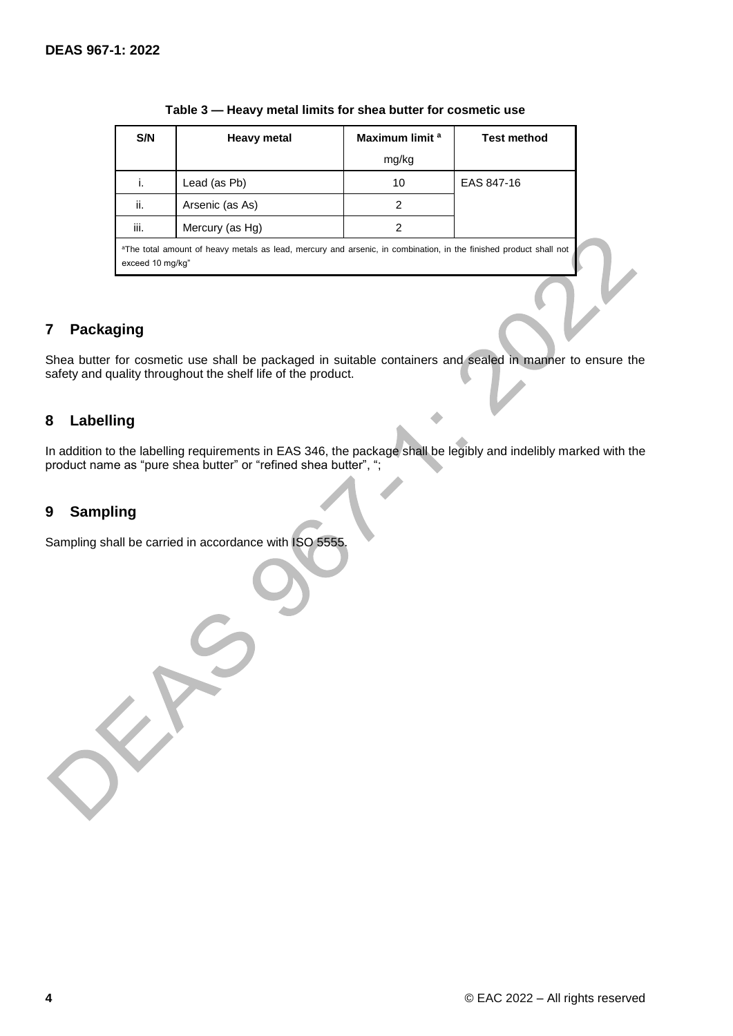**Table 3 — Heavy metal limits for shea butter for cosmetic use**

| S/N | Heavy metal | Maximum limit [a] mg/kg | Test method |
|---|---|---|---|
| i. | Lead (as Pb) | 10 | EAS 847-16 |
| ii. | Arsenic (as As) | 2 | |
| iii. | Mercury (as Hg) | 2 | |

[a]The total amount of heavy metals as lead, mercury and arsenic, in combination, in the finished product shall not exceed 10 mg/kg"

## 7 Packaging

Shea butter for cosmetic use shall be packaged in suitable containers and sealed in manner to ensure the safety and quality throughout the shelf life of the product.

## 8 Labelling

In addition to the labelling requirements in EAS 346, the package shall be legibly and indelibly marked with the product name as "pure shea butter" or "refined shea butter", ";

## 9 Sampling

Sampling shall be carried in accordance with ISO 5555.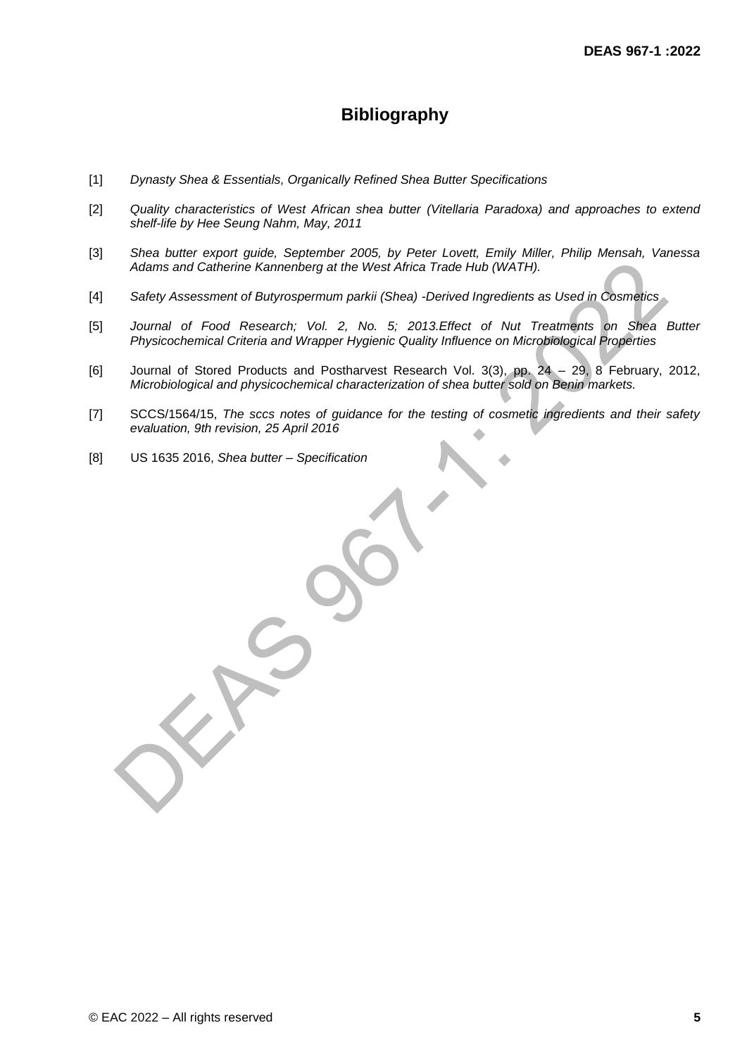# Bibliography

[1] *Dynasty Shea & Essentials, Organically Refined Shea Butter Specifications*

[2] *Quality characteristics of West African shea butter (Vitellaria Paradoxa) and approaches to extend shelf-life by Hee Seung Nahm, May, 2011*

[3] *Shea butter export guide, September 2005, by Peter Lovett, Emily Miller, Philip Mensah, Vanessa Adams and Catherine Kannenberg at the West Africa Trade Hub (WATH).*

[4] *Safety Assessment of Butyrospermum parkii (Shea) -Derived Ingredients as Used in Cosmetics*

[5] *Journal of Food Research; Vol. 2, No. 5; 2013.Effect of Nut Treatments on Shea Butter Physicochemical Criteria and Wrapper Hygienic Quality Influence on Microbiological Properties*

[6] Journal of Stored Products and Postharvest Research Vol. 3(3), pp. 24 – 29, 8 February, 2012, *Microbiological and physicochemical characterization of shea butter sold on Benin markets.*

[7] SCCS/1564/15, *The sccs notes of guidance for the testing of cosmetic ingredients and their safety evaluation, 9th revision, 25 April 2016*

[8] US 1635 2016, *Shea butter – Specification*